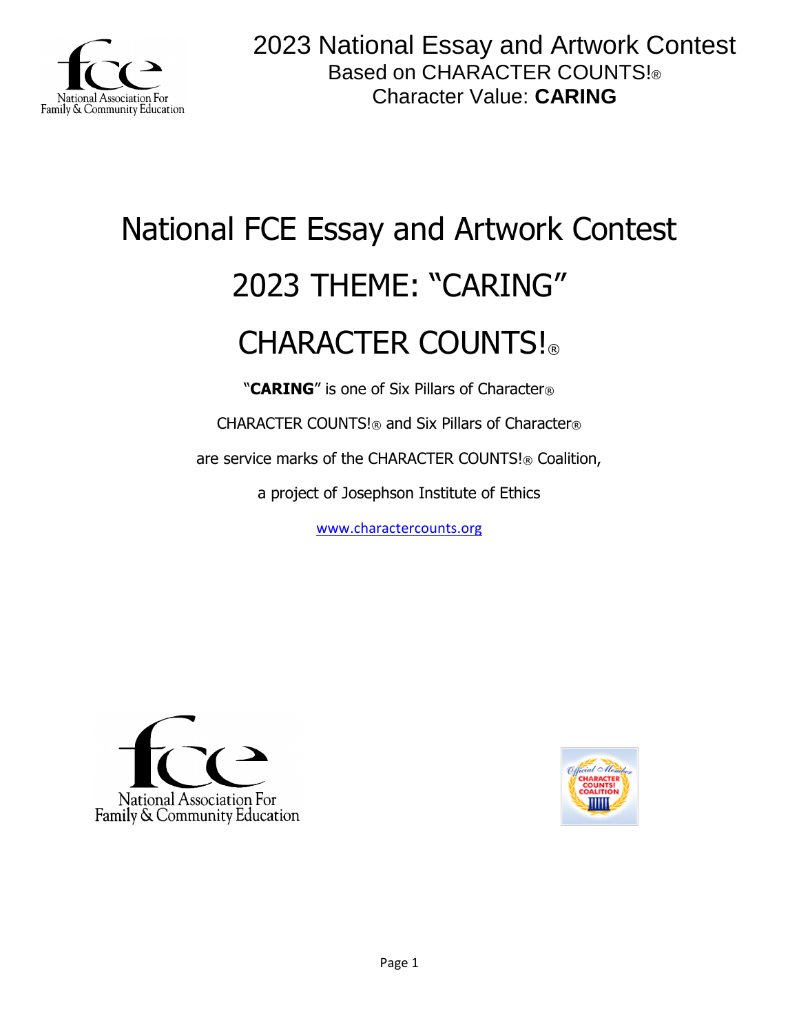2023 National Essay and Artwork Contest
Based on CHARACTER COUNTS!®
Character Value: **CARING**

# National FCE Essay and Artwork Contest

# 2023 THEME: "CARING"

# CHARACTER COUNTS!®

"**CARING**" is one of Six Pillars of Character®

CHARACTER COUNTS!® and Six Pillars of Character®

are service marks of the CHARACTER COUNTS!® Coalition,

a project of Josephson Institute of Ethics

www.charactercounts.org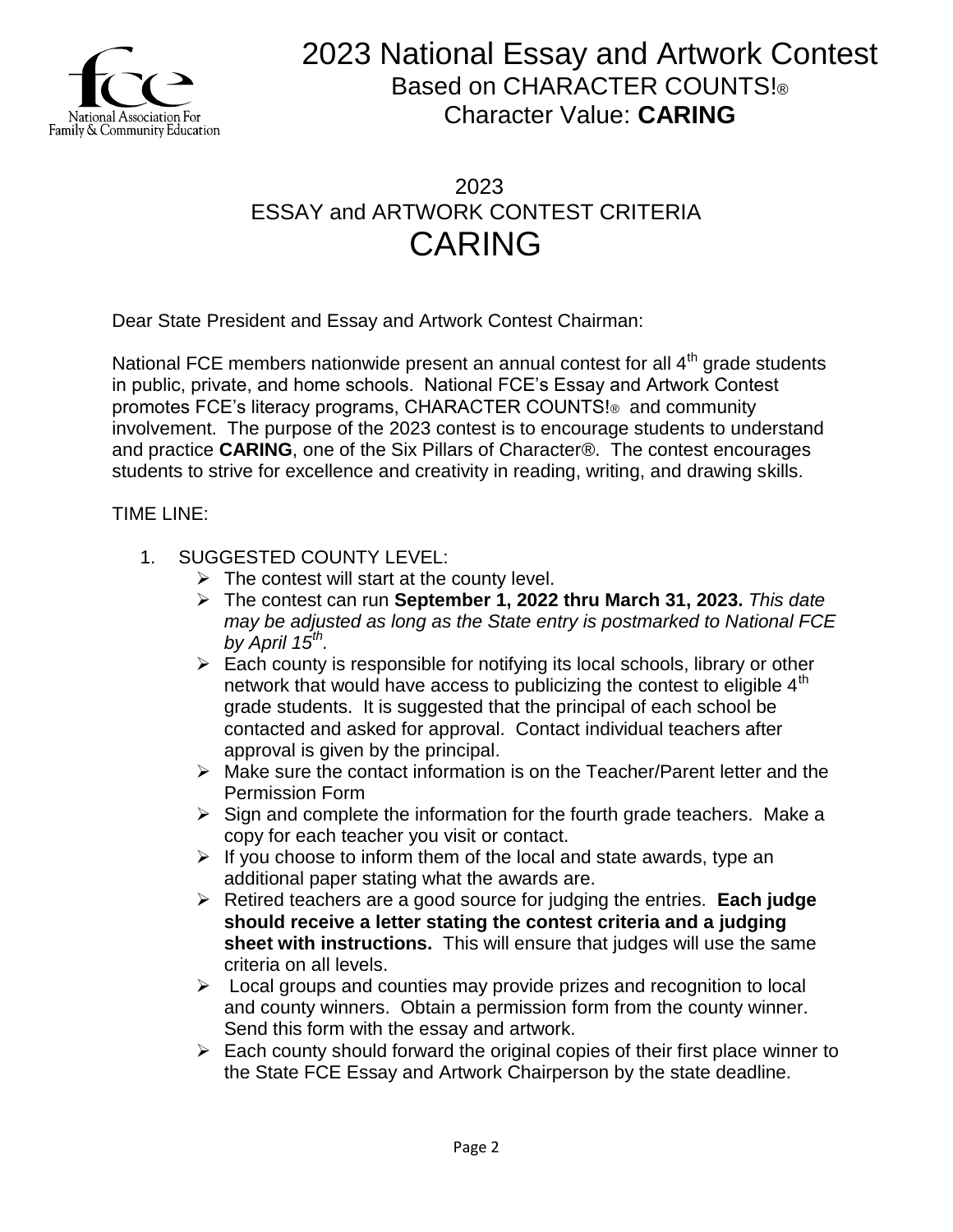# 2023 National Essay and Artwork Contest

Based on CHARACTER COUNTS!®
Character Value: **CARING**

## 2023
## ESSAY and ARTWORK CONTEST CRITERIA
# CARING

Dear State President and Essay and Artwork Contest Chairman:

National FCE members nationwide present an annual contest for all 4th grade students in public, private, and home schools. National FCE's Essay and Artwork Contest promotes FCE's literacy programs, CHARACTER COUNTS!® and community involvement. The purpose of the 2023 contest is to encourage students to understand and practice **CARING**, one of the Six Pillars of Character®. The contest encourages students to strive for excellence and creativity in reading, writing, and drawing skills.

TIME LINE:

1. SUGGESTED COUNTY LEVEL:
   - The contest will start at the county level.
   - The contest can run **September 1, 2022 thru March 31, 2023.** *This date may be adjusted as long as the State entry is postmarked to National FCE by April 15th.*
   - Each county is responsible for notifying its local schools, library or other network that would have access to publicizing the contest to eligible 4th grade students. It is suggested that the principal of each school be contacted and asked for approval. Contact individual teachers after approval is given by the principal.
   - Make sure the contact information is on the Teacher/Parent letter and the Permission Form
   - Sign and complete the information for the fourth grade teachers. Make a copy for each teacher you visit or contact.
   - If you choose to inform them of the local and state awards, type an additional paper stating what the awards are.
   - Retired teachers are a good source for judging the entries. **Each judge should receive a letter stating the contest criteria and a judging sheet with instructions.** This will ensure that judges will use the same criteria on all levels.
   - Local groups and counties may provide prizes and recognition to local and county winners. Obtain a permission form from the county winner. Send this form with the essay and artwork.
   - Each county should forward the original copies of their first place winner to the State FCE Essay and Artwork Chairperson by the state deadline.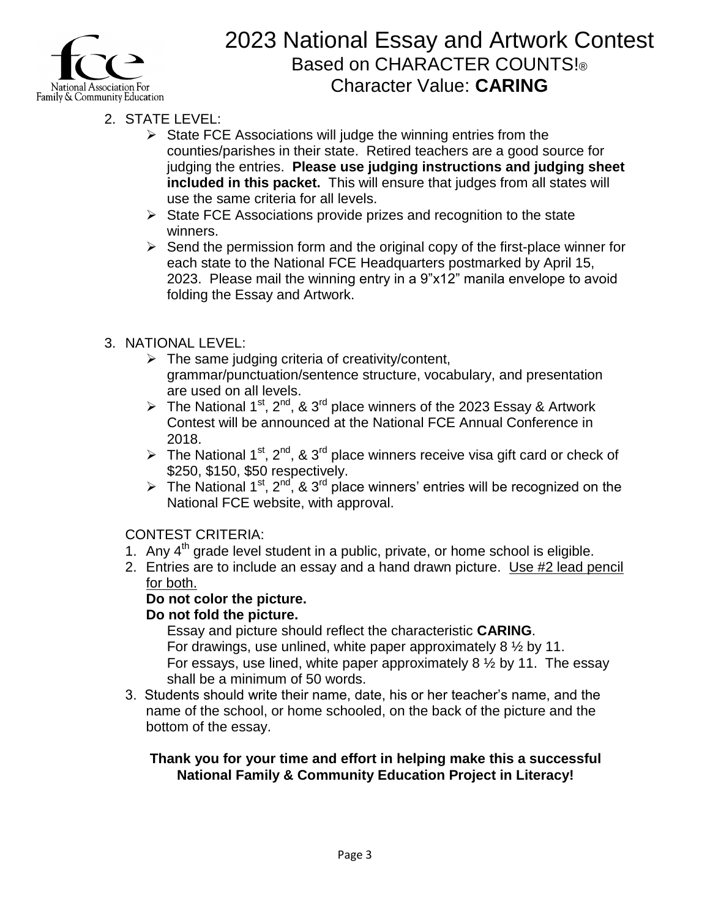# 2023 National Essay and Artwork Contest

## Based on CHARACTER COUNTS!®

## Character Value: **CARING**

2. STATE LEVEL:
   - State FCE Associations will judge the winning entries from the counties/parishes in their state. Retired teachers are a good source for judging the entries. **Please use judging instructions and judging sheet included in this packet.** This will ensure that judges from all states will use the same criteria for all levels.
   - State FCE Associations provide prizes and recognition to the state winners.
   - Send the permission form and the original copy of the first-place winner for each state to the National FCE Headquarters postmarked by April 15, 2023. Please mail the winning entry in a 9"x12" manila envelope to avoid folding the Essay and Artwork.

3. NATIONAL LEVEL:
   - The same judging criteria of creativity/content, grammar/punctuation/sentence structure, vocabulary, and presentation are used on all levels.
   - The National 1st, 2nd, & 3rd place winners of the 2023 Essay & Artwork Contest will be announced at the National FCE Annual Conference in 2018.
   - The National 1st, 2nd, & 3rd place winners receive visa gift card or check of $250, $150, $50 respectively.
   - The National 1st, 2nd, & 3rd place winners' entries will be recognized on the National FCE website, with approval.

CONTEST CRITERIA:

1. Any 4th grade level student in a public, private, or home school is eligible.
2. Entries are to include an essay and a hand drawn picture. <u>Use #2 lead pencil for both.</u>

   **Do not color the picture.**

   **Do not fold the picture.**

   Essay and picture should reflect the characteristic **CARING**.
   For drawings, use unlined, white paper approximately 8 ½ by 11.
   For essays, use lined, white paper approximately 8 ½ by 11. The essay shall be a minimum of 50 words.
3. Students should write their name, date, his or her teacher's name, and the name of the school, or home schooled, on the back of the picture and the bottom of the essay.

**Thank you for your time and effort in helping make this a successful National Family & Community Education Project in Literacy!**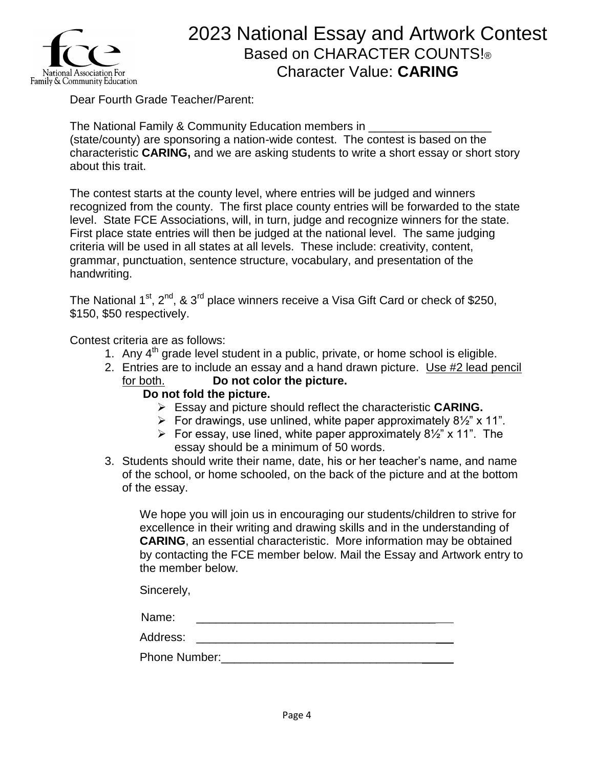# 2023 National Essay and Artwork Contest

## Based on CHARACTER COUNTS!®

## Character Value: **CARING**

National Association For Family & Community Education

Dear Fourth Grade Teacher/Parent:

The National Family & Community Education members in ___________________ (state/county) are sponsoring a nation-wide contest. The contest is based on the characteristic **CARING,** and we are asking students to write a short essay or short story about this trait.

The contest starts at the county level, where entries will be judged and winners recognized from the county. The first place county entries will be forwarded to the state level. State FCE Associations, will, in turn, judge and recognize winners for the state. First place state entries will then be judged at the national level. The same judging criteria will be used in all states at all levels. These include: creativity, content, grammar, punctuation, sentence structure, vocabulary, and presentation of the handwriting.

The National 1st, 2nd, & 3rd place winners receive a Visa Gift Card or check of $250, $150, $50 respectively.

Contest criteria are as follows:

1. Any 4th grade level student in a public, private, or home school is eligible.
2. Entries are to include an essay and a hand drawn picture. <u>Use #2 lead pencil for both.</u> **Do not color the picture. Do not fold the picture.**
   - Essay and picture should reflect the characteristic **CARING.**
   - For drawings, use unlined, white paper approximately 8½" x 11".
   - For essay, use lined, white paper approximately 8½" x 11". The essay should be a minimum of 50 words.
3. Students should write their name, date, his or her teacher's name, and name of the school, or home schooled, on the back of the picture and at the bottom of the essay.

We hope you will join us in encouraging our students/children to strive for excellence in their writing and drawing skills and in the understanding of **CARING**, an essential characteristic. More information may be obtained by contacting the FCE member below. Mail the Essay and Artwork entry to the member below.

Sincerely,

Name: ________________________________________

Address: ________________________________________

Phone Number: ________________________________________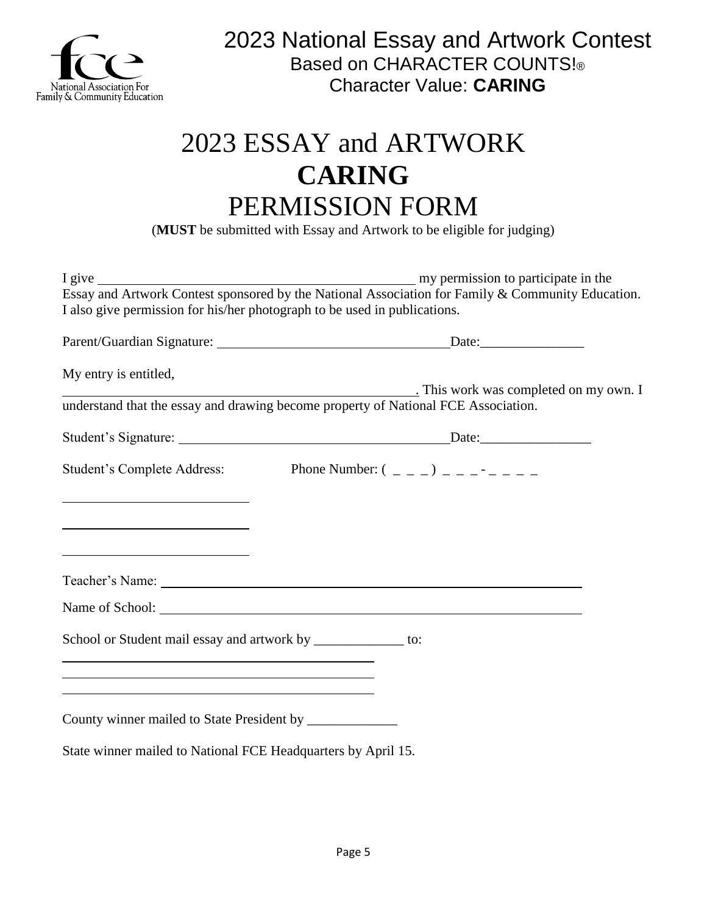2023 National Essay and Artwork Contest
Based on CHARACTER COUNTS!®
Character Value: **CARING**

# 2023 ESSAY and ARTWORK
# **CARING**
# PERMISSION FORM

(**MUST** be submitted with Essay and Artwork to be eligible for judging)

I give ________________________________________________ my permission to participate in the Essay and Artwork Contest sponsored by the National Association for Family & Community Education. I also give permission for his/her photograph to be used in publications.

Parent/Guardian Signature: __________________________________Date:_______________

My entry is entitled,
______________________________________________________. This work was completed on my own. I understand that the essay and drawing become property of National FCE Association.

Student's Signature: _______________________________________Date:________________

Student's Complete Address: Phone Number: ( _ _ _ ) _ _ _ - _ _ _ _

___________________________

___________________________

___________________________

Teacher's Name: _______________________________________________________________

Name of School: _______________________________________________________________

School or Student mail essay and artwork by _____________ to:

_____________________________________________

_____________________________________________

_____________________________________________

County winner mailed to State President by _____________

State winner mailed to National FCE Headquarters by April 15.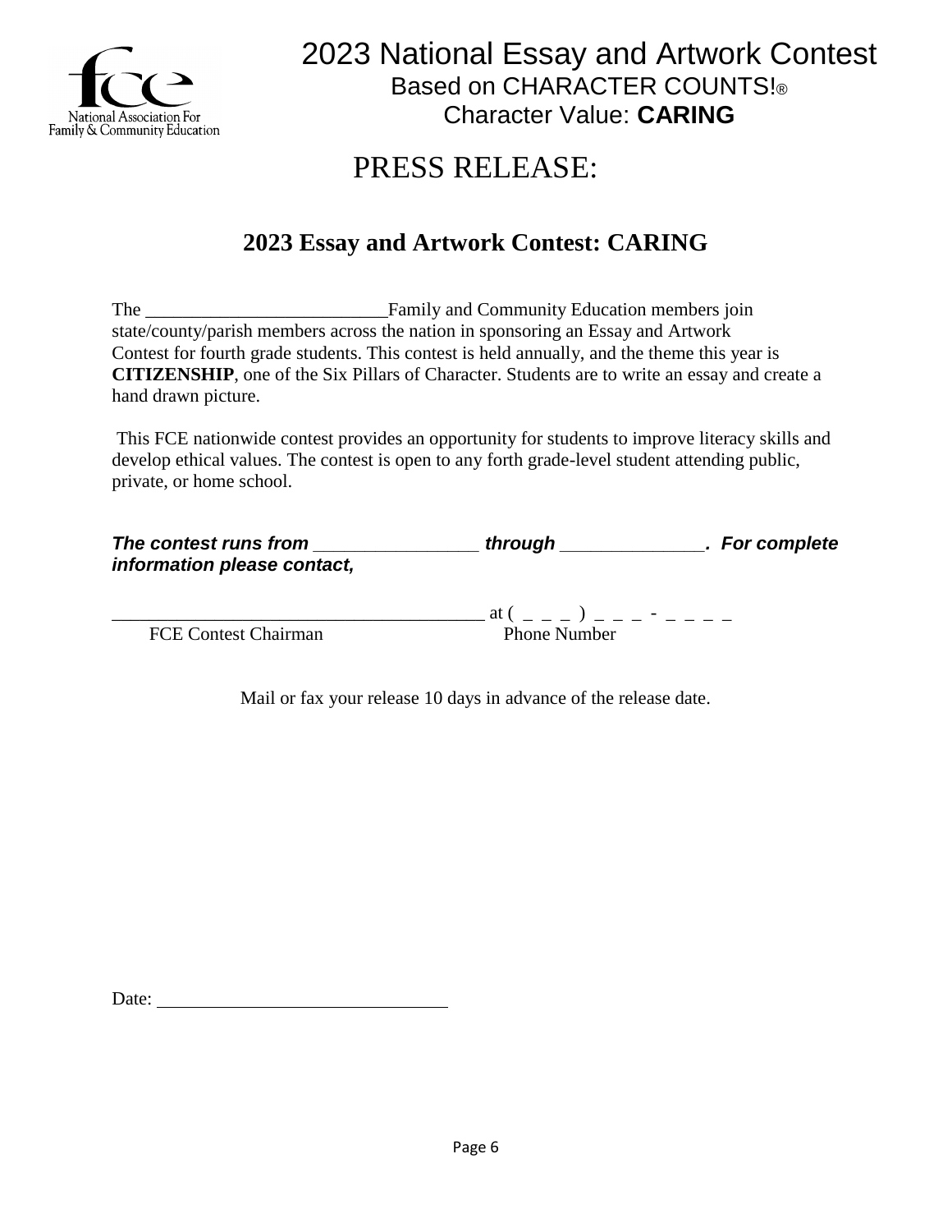2023 National Essay and Artwork Contest
Based on CHARACTER COUNTS!®
Character Value: **CARING**

# PRESS RELEASE:

## 2023 Essay and Artwork Contest: CARING

The __________________________Family and Community Education members join state/county/parish members across the nation in sponsoring an Essay and Artwork Contest for fourth grade students. This contest is held annually, and the theme this year is **CITIZENSHIP**, one of the Six Pillars of Character. Students are to write an essay and create a hand drawn picture.

This FCE nationwide contest provides an opportunity for students to improve literacy skills and develop ethical values. The contest is open to any forth grade-level student attending public, private, or home school.

***The contest runs from ________________ through ______________. For complete information please contact,***

________________________________________ at ( _ _ _ ) _ _ _ - _ _ _ _
FCE Contest Chairman Phone Number

Mail or fax your release 10 days in advance of the release date.

Date: ________________________________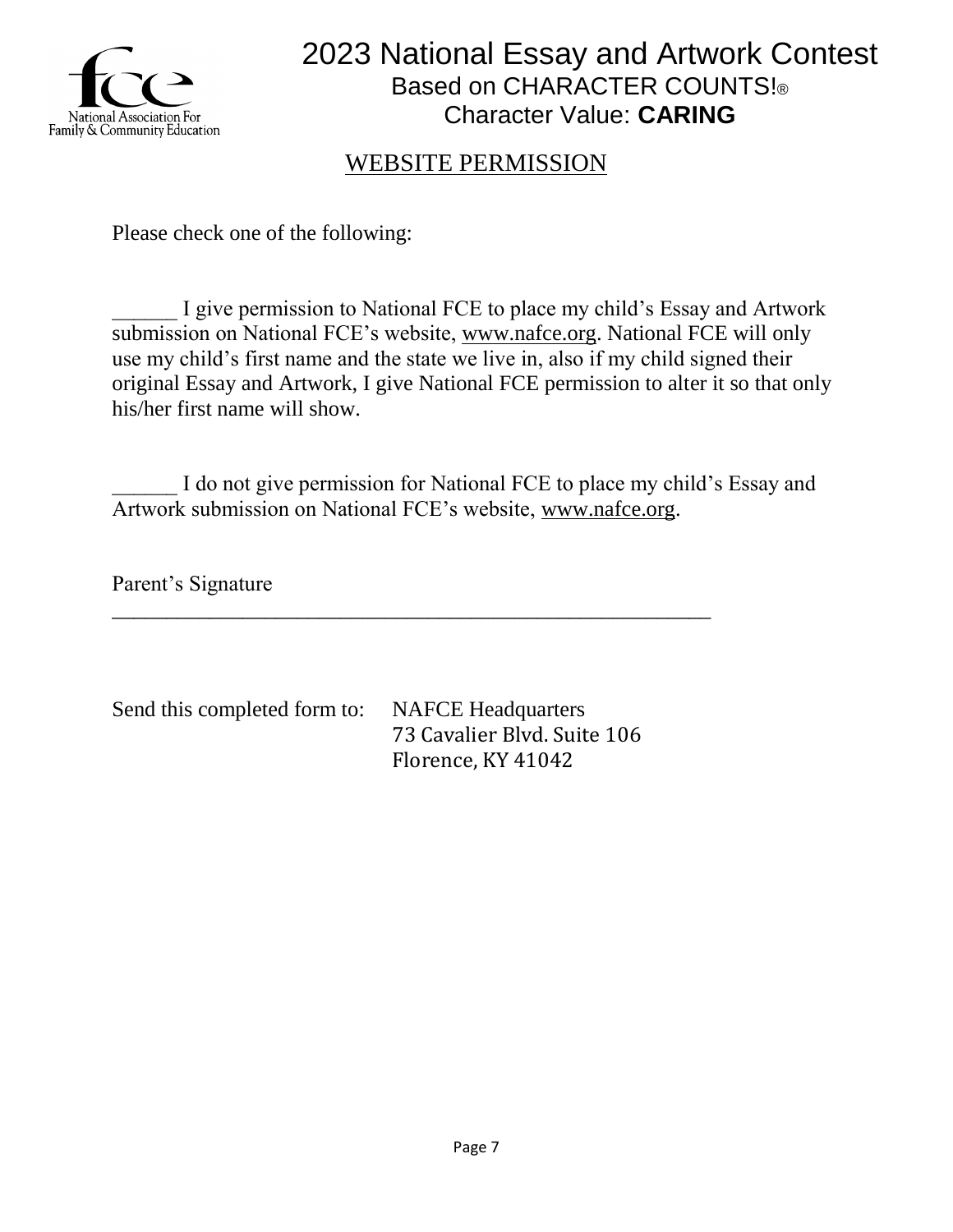National Association For Family & Community Education

# 2023 National Essay and Artwork Contest

Based on CHARACTER COUNTS!®

Character Value: **CARING**

## WEBSITE PERMISSION

Please check one of the following:

______ I give permission to National FCE to place my child's Essay and Artwork submission on National FCE's website, www.nafce.org. National FCE will only use my child's first name and the state we live in, also if my child signed their original Essay and Artwork, I give National FCE permission to alter it so that only his/her first name will show.

______ I do not give permission for National FCE to place my child's Essay and Artwork submission on National FCE's website, www.nafce.org.

Parent's Signature
_______________________________________________________

Send this completed form to: NAFCE Headquarters
73 Cavalier Blvd. Suite 106
Florence, KY 41042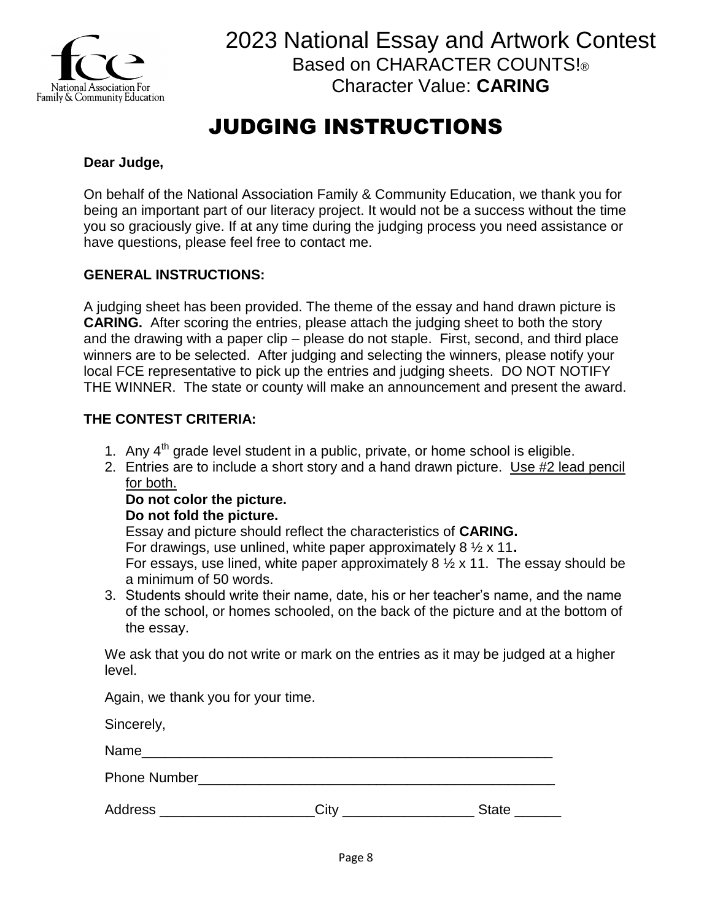# 2023 National Essay and Artwork Contest

Based on CHARACTER COUNTS!®

Character Value: **CARING**

## JUDGING INSTRUCTIONS

**Dear Judge,**

On behalf of the National Association Family & Community Education, we thank you for being an important part of our literacy project. It would not be a success without the time you so graciously give. If at any time during the judging process you need assistance or have questions, please feel free to contact me.

**GENERAL INSTRUCTIONS:**

A judging sheet has been provided. The theme of the essay and hand drawn picture is **CARING.** After scoring the entries, please attach the judging sheet to both the story and the drawing with a paper clip – please do not staple. First, second, and third place winners are to be selected. After judging and selecting the winners, please notify your local FCE representative to pick up the entries and judging sheets. DO NOT NOTIFY THE WINNER. The state or county will make an announcement and present the award.

**THE CONTEST CRITERIA:**

1. Any 4th grade level student in a public, private, or home school is eligible.
2. Entries are to include a short story and a hand drawn picture. Use #2 lead pencil for both.
   **Do not color the picture.**
   **Do not fold the picture.**
   Essay and picture should reflect the characteristics of **CARING.**
   For drawings, use unlined, white paper approximately 8 ½ x 11**.**
   For essays, use lined, white paper approximately 8 ½ x 11. The essay should be a minimum of 50 words.
3. Students should write their name, date, his or her teacher's name, and the name of the school, or homes schooled, on the back of the picture and at the bottom of the essay.

We ask that you do not write or mark on the entries as it may be judged at a higher level.

Again, we thank you for your time.

Sincerely,

Name_______________________________________________________

Phone Number_______________________________________________

Address ___________________City ________________ State ______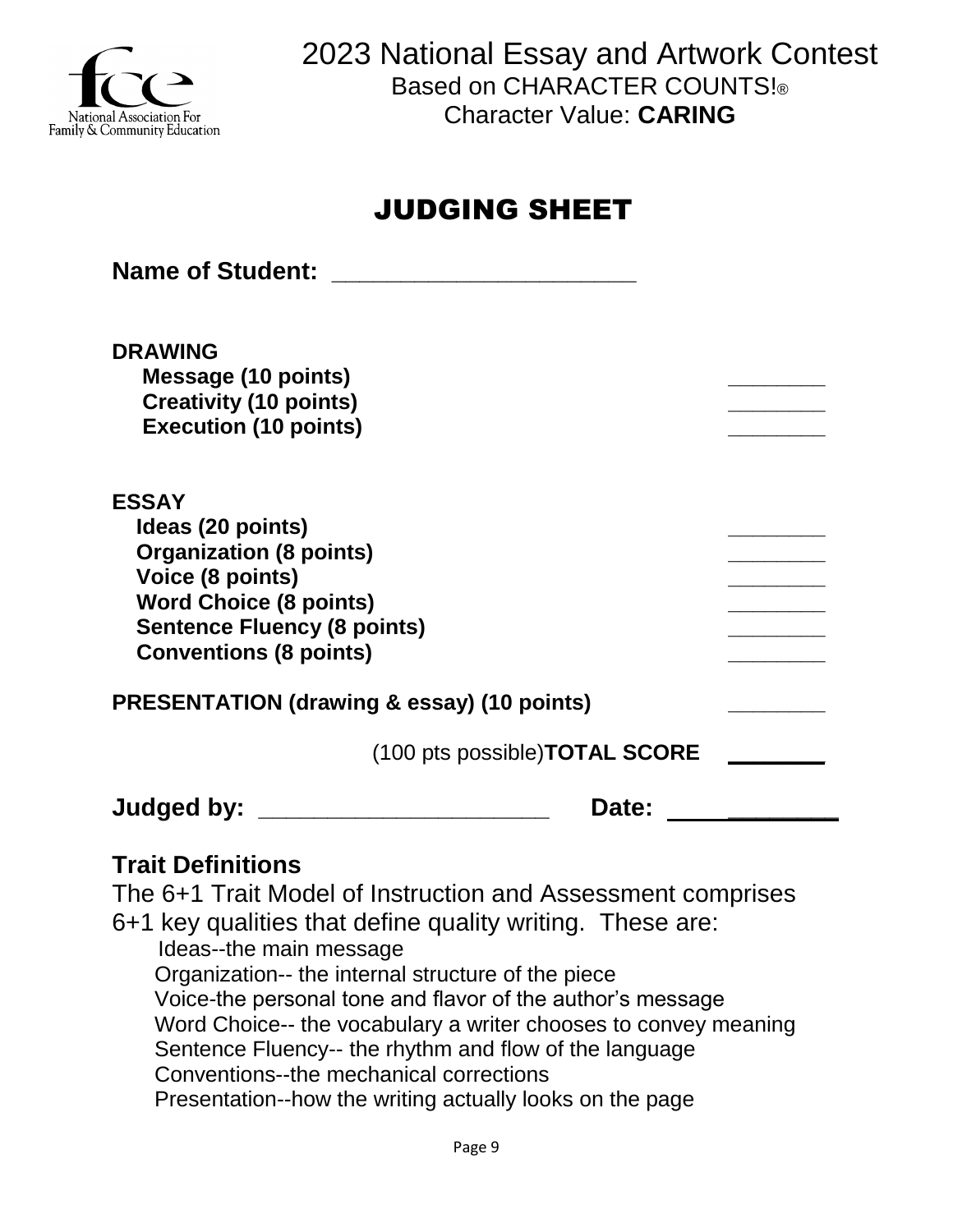2023 National Essay and Artwork Contest
Based on CHARACTER COUNTS!®
Character Value: **CARING**

# JUDGING SHEET

**Name of Student:** ______________________

**DRAWING**

**Message (10 points)** ________
**Creativity (10 points)** ________
**Execution (10 points)** ________

**ESSAY**

**Ideas (20 points)** ________
**Organization (8 points)** ________
**Voice (8 points)** ________
**Word Choice (8 points)** ________
**Sentence Fluency (8 points)** ________
**Conventions (8 points)** ________

**PRESENTATION (drawing & essay) (10 points)** ________

(100 pts possible)**TOTAL SCORE** ________

**Judged by:** ______________________ **Date:** ____________

## Trait Definitions

The 6+1 Trait Model of Instruction and Assessment comprises 6+1 key qualities that define quality writing. These are:

Ideas--the main message
Organization-- the internal structure of the piece
Voice-the personal tone and flavor of the author's message
Word Choice-- the vocabulary a writer chooses to convey meaning
Sentence Fluency-- the rhythm and flow of the language
Conventions--the mechanical corrections
Presentation--how the writing actually looks on the page